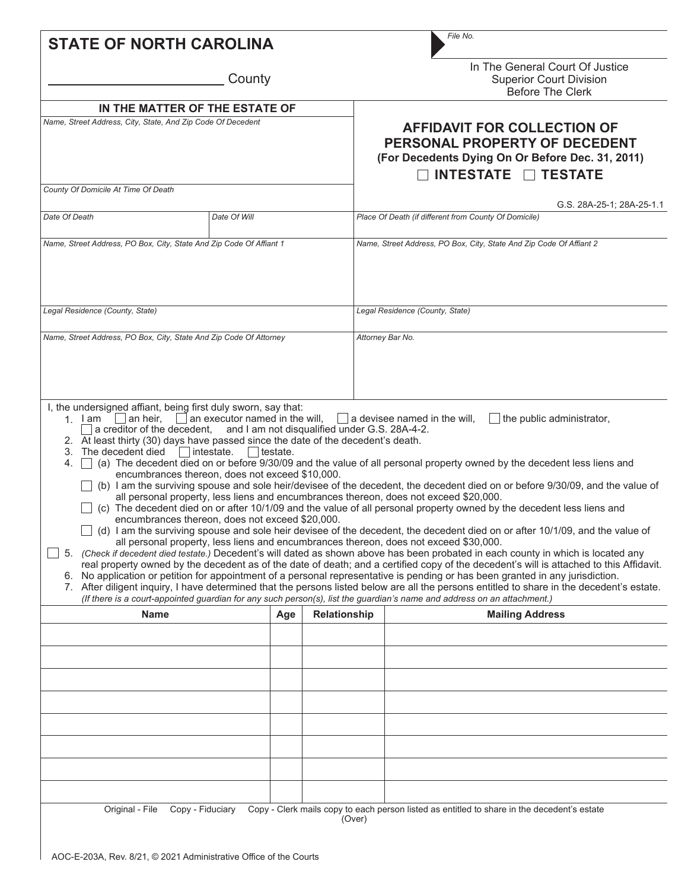# STATE OF NORTH CAROLINA

_______________ County

File No.

In The General Court Of Justice
Superior Court Division
Before The Clerk

**IN THE MATTER OF THE ESTATE OF**

*Name, Street Address, City, State, And Zip Code Of Decedent*

## AFFIDAVIT FOR COLLECTION OF PERSONAL PROPERTY OF DECEDENT

**(For Decedents Dying On Or Before Dec. 31, 2011)**

☐ **INTESTATE** ☐ **TESTATE**

G.S. 28A-25-1; 28A-25-1.1

*County Of Domicile At Time Of Death*

| *Date Of Death* | *Date Of Will* | *Place Of Death (if different from County Of Domicile)* |
|---|---|---|
| | | |

| *Name, Street Address, PO Box, City, State And Zip Code Of Affiant 1* | *Name, Street Address, PO Box, City, State And Zip Code Of Affiant 2* |
|---|---|
| | |
| *Legal Residence (County, State)* | *Legal Residence (County, State)* |
| | |
| *Name, Street Address, PO Box, City, State And Zip Code Of Attorney* | *Attorney Bar No.* |
| | |

I, the undersigned affiant, being first duly sworn, say that:

1. I am ☐ an heir, ☐ an executor named in the will, ☐ a devisee named in the will, ☐ the public administrator, ☐ a creditor of the decedent, and I am not disqualified under G.S. 28A-4-2.
2. At least thirty (30) days have passed since the date of the decedent's death.
3. The decedent died ☐ intestate. ☐ testate.
4. ☐ (a) The decedent died on or before 9/30/09 and the value of all personal property owned by the decedent less liens and encumbrances thereon, does not exceed $10,000.
   ☐ (b) I am the surviving spouse and sole heir/devisee of the decedent, the decedent died on or before 9/30/09, and the value of all personal property, less liens and encumbrances thereon, does not exceed $20,000.
   ☐ (c) The decedent died on or after 10/1/09 and the value of all personal property owned by the decedent less liens and encumbrances thereon, does not exceed $20,000.
   ☐ (d) I am the surviving spouse and sole heir devisee of the decedent, the decedent died on or after 10/1/09, and the value of all personal property, less liens and encumbrances thereon, does not exceed $30,000.
5. ☐ *(Check if decedent died testate.)* Decedent's will dated as shown above has been probated in each county in which is located any real property owned by the decedent as of the date of death; and a certified copy of the decedent's will is attached to this Affidavit.
6. No application or petition for appointment of a personal representative is pending or has been granted in any jurisdiction.
7. After diligent inquiry, I have determined that the persons listed below are all the persons entitled to share in the decedent's estate. *(If there is a court-appointed guardian for any such person(s), list the guardian's name and address on an attachment.)*

| Name | Age | Relationship | Mailing Address |
|---|---|---|---|
| | | | |
| | | | |
| | | | |
| | | | |
| | | | |
| | | | |
| | | | |
| | | | |

Original - File Copy - Fiduciary Copy - Clerk mails copy to each person listed as entitled to share in the decedent's estate

(Over)

AOC-E-203A, Rev. 8/21, © 2021 Administrative Office of the Courts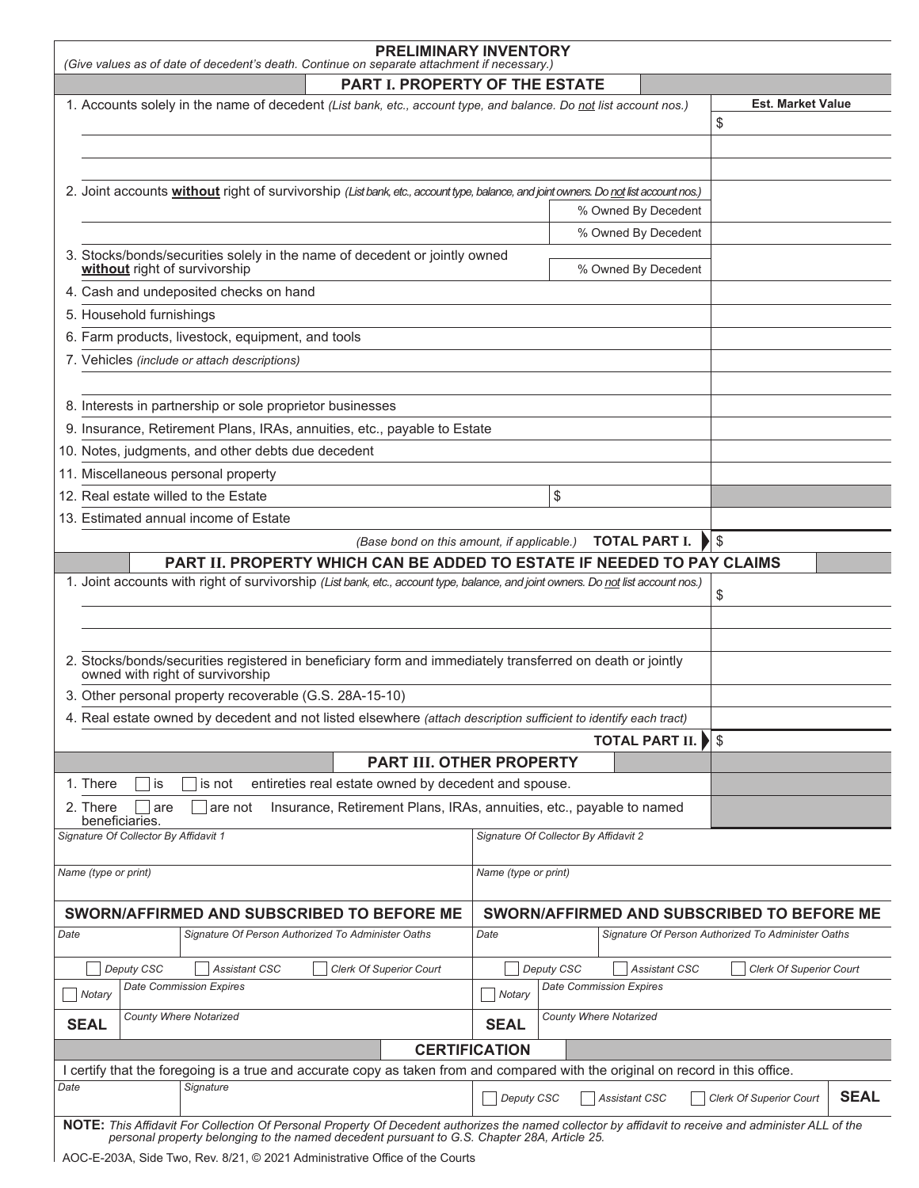# PRELIMINARY INVENTORY

*(Give values as of date of decedent's death. Continue on separate attachment if necessary.)*

## PART I. PROPERTY OF THE ESTATE

| | | Est. Market Value |
|---|---|---|
| 1. Accounts solely in the name of decedent *(List bank, etc., account type, and balance. Do not list account nos.)* | | $ |
| | | |
| | | |
| 2. Joint accounts **without** right of survivorship *(List bank, etc., account type, balance, and joint owners. Do not list account nos.)* | | |
| | % Owned By Decedent | |
| | % Owned By Decedent | |
| 3. Stocks/bonds/securities solely in the name of decedent or jointly owned **without** right of survivorship | % Owned By Decedent | |
| 4. Cash and undeposited checks on hand | | |
| 5. Household furnishings | | |
| 6. Farm products, livestock, equipment, and tools | | |
| 7. Vehicles *(include or attach descriptions)* | | |
| | | |
| 8. Interests in partnership or sole proprietor businesses | | |
| 9. Insurance, Retirement Plans, IRAs, annuities, etc., payable to Estate | | |
| 10. Notes, judgments, and other debts due decedent | | |
| 11. Miscellaneous personal property | | |
| 12. Real estate willed to the Estate | $ | |
| 13. Estimated annual income of Estate | | |
| *(Base bond on this amount, if applicable.)* | **TOTAL PART I.** | $ |

## PART II. PROPERTY WHICH CAN BE ADDED TO ESTATE IF NEEDED TO PAY CLAIMS

| | |
|---|---|
| 1. Joint accounts with right of survivorship *(List bank, etc., account type, balance, and joint owners. Do not list account nos.)* | $ |
| | |
| | |
| 2. Stocks/bonds/securities registered in beneficiary form and immediately transferred on death or jointly owned with right of survivorship | |
| 3. Other personal property recoverable (G.S. 28A-15-10) | |
| 4. Real estate owned by decedent and not listed elsewhere *(attach description sufficient to identify each tract)* | |
| **TOTAL PART II.** | $ |

## PART III. OTHER PROPERTY

1. There ☐ is ☐ is not entireties real estate owned by decedent and spouse.

2. There ☐ are ☐ are not Insurance, Retirement Plans, IRAs, annuities, etc., payable to named beneficiaries.

| | |
|---|---|
| *Signature Of Collector By Affidavit 1* | *Signature Of Collector By Affidavit 2* |
| *Name (type or print)* | *Name (type or print)* |

| **SWORN/AFFIRMED AND SUBSCRIBED TO BEFORE ME** | **SWORN/AFFIRMED AND SUBSCRIBED TO BEFORE ME** |
|---|---|
| *Date* / *Signature Of Person Authorized To Administer Oaths* | *Date* / *Signature Of Person Authorized To Administer Oaths* |
| ☐ *Deputy CSC* ☐ *Assistant CSC* ☐ *Clerk Of Superior Court* | ☐ *Deputy CSC* ☐ *Assistant CSC* ☐ *Clerk Of Superior Court* |
| ☐ *Notary* / *Date Commission Expires* | ☐ *Notary* / *Date Commission Expires* |
| **SEAL** / *County Where Notarized* | **SEAL** / *County Where Notarized* |

## CERTIFICATION

I certify that the foregoing is a true and accurate copy as taken from and compared with the original on record in this office.

*Date* *Signature* ☐ *Deputy CSC* ☐ *Assistant CSC* ☐ *Clerk Of Superior Court* **SEAL**

**NOTE:** *This Affidavit For Collection Of Personal Property Of Decedent authorizes the named collector by affidavit to receive and administer ALL of the personal property belonging to the named decedent pursuant to G.S. Chapter 28A, Article 25.*

AOC-E-203A, Side Two, Rev. 8/21, © 2021 Administrative Office of the Courts